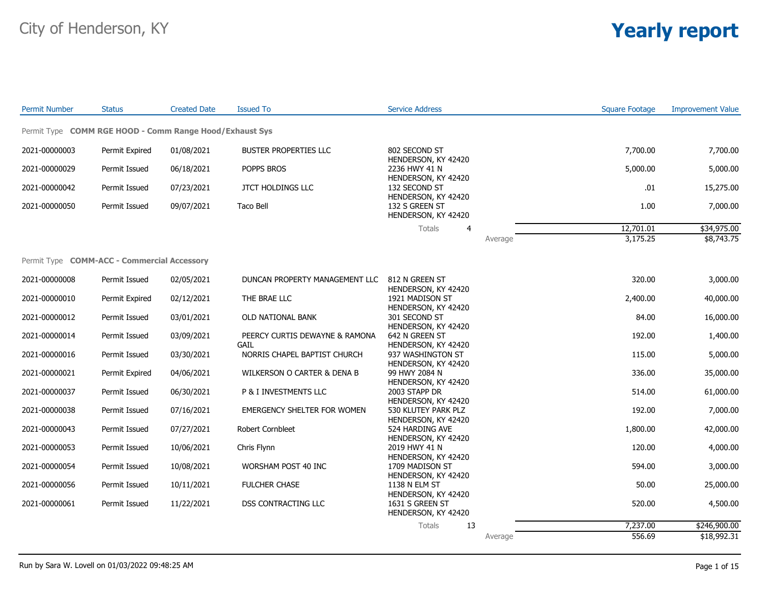City of Henderson, KY

# Yearly report

| Permit Number | Status | Created Date | Issued To | Service Address | Square Footage | Improvement Value |
|---|---|---|---|---|---|---|
| **Permit Type COMM RGE HOOD - Comm Range Hood/Exhaust Sys** | | | | | | |
| 2021-00000003 | Permit Expired | 01/08/2021 | BUSTER PROPERTIES LLC | 802 SECOND ST HENDERSON, KY 42420 | 7,700.00 | 7,700.00 |
| 2021-00000029 | Permit Issued | 06/18/2021 | POPPS BROS | 2236 HWY 41 N HENDERSON, KY 42420 | 5,000.00 | 5,000.00 |
| 2021-00000042 | Permit Issued | 07/23/2021 | JTCT HOLDINGS LLC | 132 SECOND ST HENDERSON, KY 42420 | .01 | 15,275.00 |
| 2021-00000050 | Permit Issued | 09/07/2021 | Taco Bell | 132 S GREEN ST HENDERSON, KY 42420 | 1.00 | 7,000.00 |
| | | | | Totals 4 | 12,701.01 | $34,975.00 |
| | | | | Average | 3,175.25 | $8,743.75 |
| **Permit Type COMM-ACC - Commercial Accessory** | | | | | | |
| 2021-00000008 | Permit Issued | 02/05/2021 | DUNCAN PROPERTY MANAGEMENT LLC | 812 N GREEN ST HENDERSON, KY 42420 | 320.00 | 3,000.00 |
| 2021-00000010 | Permit Expired | 02/12/2021 | THE BRAE LLC | 1921 MADISON ST HENDERSON, KY 42420 | 2,400.00 | 40,000.00 |
| 2021-00000012 | Permit Issued | 03/01/2021 | OLD NATIONAL BANK | 301 SECOND ST HENDERSON, KY 42420 | 84.00 | 16,000.00 |
| 2021-00000014 | Permit Issued | 03/09/2021 | PEERCY CURTIS DEWAYNE & RAMONA GAIL | 642 N GREEN ST HENDERSON, KY 42420 | 192.00 | 1,400.00 |
| 2021-00000016 | Permit Issued | 03/30/2021 | NORRIS CHAPEL BAPTIST CHURCH | 937 WASHINGTON ST HENDERSON, KY 42420 | 115.00 | 5,000.00 |
| 2021-00000021 | Permit Expired | 04/06/2021 | WILKERSON O CARTER & DENA B | 99 HWY 2084 N HENDERSON, KY 42420 | 336.00 | 35,000.00 |
| 2021-00000037 | Permit Issued | 06/30/2021 | P & I INVESTMENTS LLC | 2003 STAPP DR HENDERSON, KY 42420 | 514.00 | 61,000.00 |
| 2021-00000038 | Permit Issued | 07/16/2021 | EMERGENCY SHELTER FOR WOMEN | 530 KLUTEY PARK PLZ HENDERSON, KY 42420 | 192.00 | 7,000.00 |
| 2021-00000043 | Permit Issued | 07/27/2021 | Robert Cornbleet | 524 HARDING AVE HENDERSON, KY 42420 | 1,800.00 | 42,000.00 |
| 2021-00000053 | Permit Issued | 10/06/2021 | Chris Flynn | 2019 HWY 41 N HENDERSON, KY 42420 | 120.00 | 4,000.00 |
| 2021-00000054 | Permit Issued | 10/08/2021 | WORSHAM POST 40 INC | 1709 MADISON ST HENDERSON, KY 42420 | 594.00 | 3,000.00 |
| 2021-00000056 | Permit Issued | 10/11/2021 | FULCHER CHASE | 1138 N ELM ST HENDERSON, KY 42420 | 50.00 | 25,000.00 |
| 2021-00000061 | Permit Issued | 11/22/2021 | DSS CONTRACTING LLC | 1631 S GREEN ST HENDERSON, KY 42420 | 520.00 | 4,500.00 |
| | | | | Totals 13 | 7,237.00 | $246,900.00 |
| | | | | Average | 556.69 | $18,992.31 |

Run by Sara W. Lovell on 01/03/2022 09:48:25 AM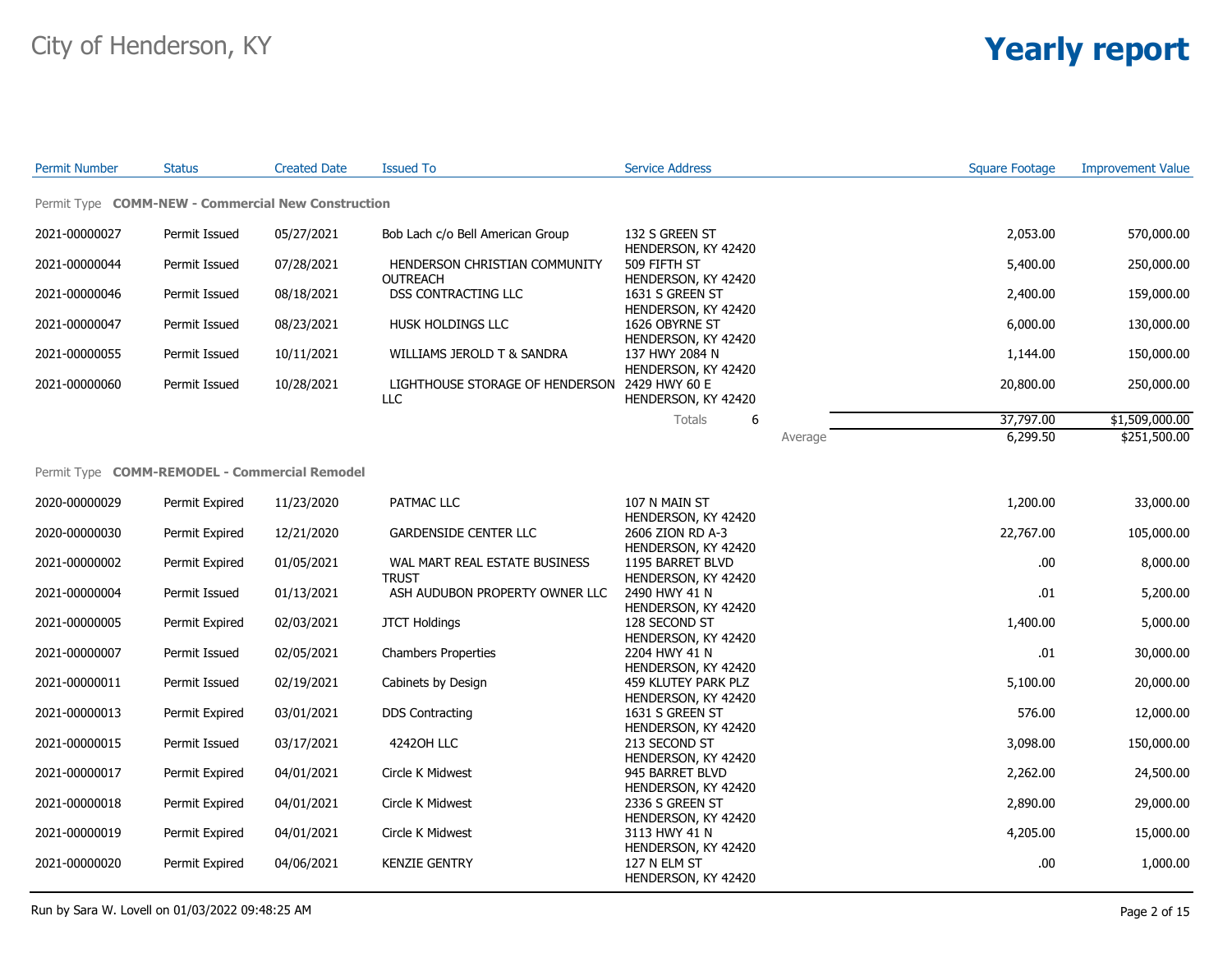City of Henderson, KY

# Yearly report

| Permit Number | Status | Created Date | Issued To | Service Address | Square Footage | Improvement Value |
|---|---|---|---|---|---|---|
| **Permit Type COMM-NEW - Commercial New Construction** | | | | | | |
| 2021-00000027 | Permit Issued | 05/27/2021 | Bob Lach c/o Bell American Group | 132 S GREEN ST HENDERSON, KY 42420 | 2,053.00 | 570,000.00 |
| 2021-00000044 | Permit Issued | 07/28/2021 | HENDERSON CHRISTIAN COMMUNITY OUTREACH | 509 FIFTH ST HENDERSON, KY 42420 | 5,400.00 | 250,000.00 |
| 2021-00000046 | Permit Issued | 08/18/2021 | DSS CONTRACTING LLC | 1631 S GREEN ST HENDERSON, KY 42420 | 2,400.00 | 159,000.00 |
| 2021-00000047 | Permit Issued | 08/23/2021 | HUSK HOLDINGS LLC | 1626 OBYRNE ST HENDERSON, KY 42420 | 6,000.00 | 130,000.00 |
| 2021-00000055 | Permit Issued | 10/11/2021 | WILLIAMS JEROLD T & SANDRA | 137 HWY 2084 N HENDERSON, KY 42420 | 1,144.00 | 150,000.00 |
| 2021-00000060 | Permit Issued | 10/28/2021 | LIGHTHOUSE STORAGE OF HENDERSON LLC | 2429 HWY 60 E HENDERSON, KY 42420 | 20,800.00 | 250,000.00 |
| | | | | Totals 6 | 37,797.00 | $1,509,000.00 |
| | | | | Average | 6,299.50 | $251,500.00 |
| **Permit Type COMM-REMODEL - Commercial Remodel** | | | | | | |
| 2020-00000029 | Permit Expired | 11/23/2020 | PATMAC LLC | 107 N MAIN ST HENDERSON, KY 42420 | 1,200.00 | 33,000.00 |
| 2020-00000030 | Permit Expired | 12/21/2020 | GARDENSIDE CENTER LLC | 2606 ZION RD A-3 HENDERSON, KY 42420 | 22,767.00 | 105,000.00 |
| 2021-00000002 | Permit Expired | 01/05/2021 | WAL MART REAL ESTATE BUSINESS TRUST | 1195 BARRET BLVD HENDERSON, KY 42420 | .00 | 8,000.00 |
| 2021-00000004 | Permit Issued | 01/13/2021 | ASH AUDUBON PROPERTY OWNER LLC | 2490 HWY 41 N HENDERSON, KY 42420 | .01 | 5,200.00 |
| 2021-00000005 | Permit Expired | 02/03/2021 | JTCT Holdings | 128 SECOND ST HENDERSON, KY 42420 | 1,400.00 | 5,000.00 |
| 2021-00000007 | Permit Issued | 02/05/2021 | Chambers Properties | 2204 HWY 41 N HENDERSON, KY 42420 | .01 | 30,000.00 |
| 2021-00000011 | Permit Issued | 02/19/2021 | Cabinets by Design | 459 KLUTEY PARK PLZ HENDERSON, KY 42420 | 5,100.00 | 20,000.00 |
| 2021-00000013 | Permit Expired | 03/01/2021 | DDS Contracting | 1631 S GREEN ST HENDERSON, KY 42420 | 576.00 | 12,000.00 |
| 2021-00000015 | Permit Issued | 03/17/2021 | 42420H LLC | 213 SECOND ST HENDERSON, KY 42420 | 3,098.00 | 150,000.00 |
| 2021-00000017 | Permit Expired | 04/01/2021 | Circle K Midwest | 945 BARRET BLVD HENDERSON, KY 42420 | 2,262.00 | 24,500.00 |
| 2021-00000018 | Permit Expired | 04/01/2021 | Circle K Midwest | 2336 S GREEN ST HENDERSON, KY 42420 | 2,890.00 | 29,000.00 |
| 2021-00000019 | Permit Expired | 04/01/2021 | Circle K Midwest | 3113 HWY 41 N HENDERSON, KY 42420 | 4,205.00 | 15,000.00 |
| 2021-00000020 | Permit Expired | 04/06/2021 | KENZIE GENTRY | 127 N ELM ST HENDERSON, KY 42420 | .00 | 1,000.00 |

Run by Sara W. Lovell on 01/03/2022 09:48:25 AM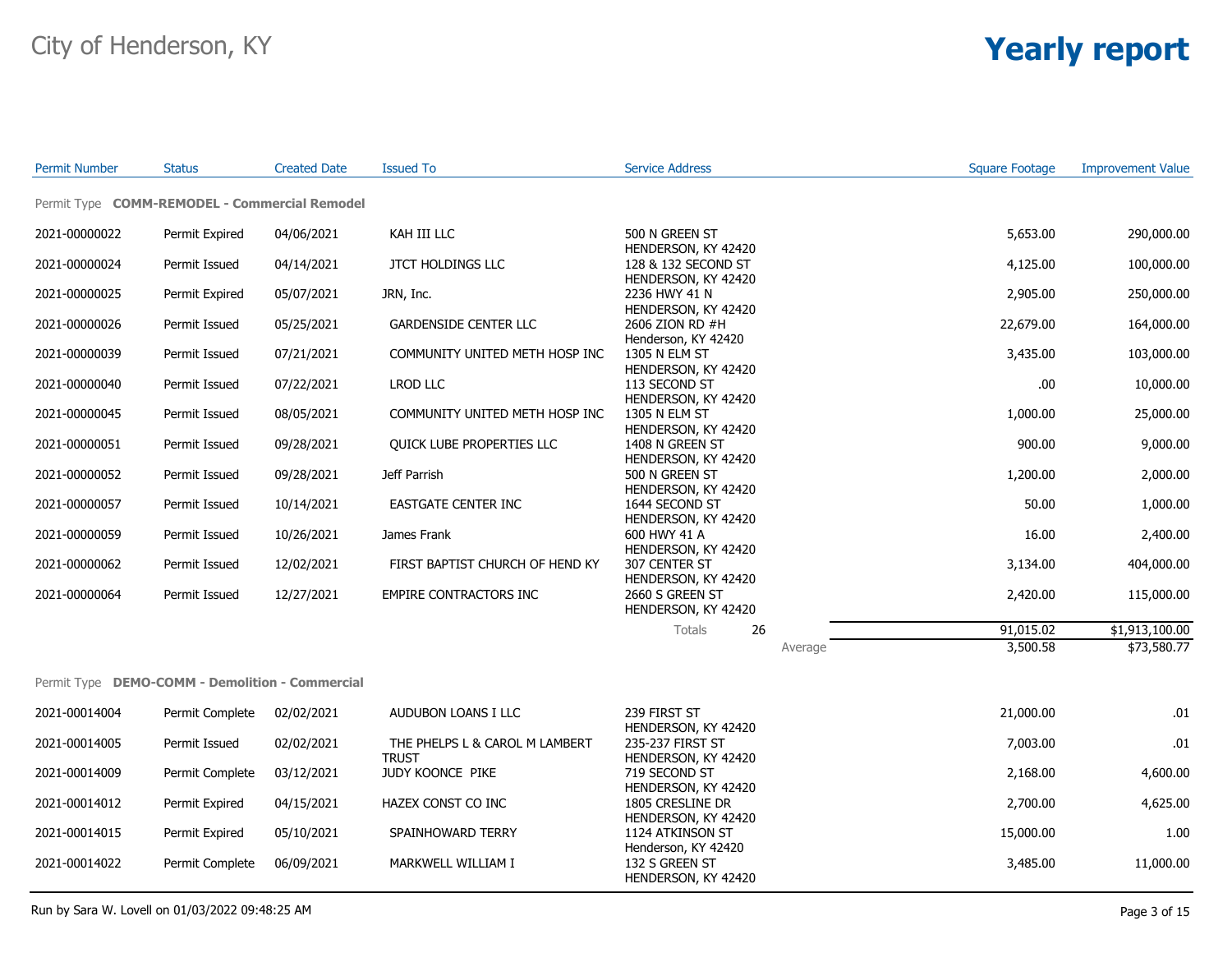City of Henderson, KY

# Yearly report

| Permit Number | Status | Created Date | Issued To | Service Address | Square Footage | Improvement Value |
|---|---|---|---|---|---|---|
| **Permit Type COMM-REMODEL - Commercial Remodel** | | | | | | |
| 2021-00000022 | Permit Expired | 04/06/2021 | KAH III LLC | 500 N GREEN ST HENDERSON, KY 42420 | 5,653.00 | 290,000.00 |
| 2021-00000024 | Permit Issued | 04/14/2021 | JTCT HOLDINGS LLC | 128 & 132 SECOND ST HENDERSON, KY 42420 | 4,125.00 | 100,000.00 |
| 2021-00000025 | Permit Expired | 05/07/2021 | JRN, Inc. | 2236 HWY 41 N HENDERSON, KY 42420 | 2,905.00 | 250,000.00 |
| 2021-00000026 | Permit Issued | 05/25/2021 | GARDENSIDE CENTER LLC | 2606 ZION RD #H Henderson, KY 42420 | 22,679.00 | 164,000.00 |
| 2021-00000039 | Permit Issued | 07/21/2021 | COMMUNITY UNITED METH HOSP INC | 1305 N ELM ST HENDERSON, KY 42420 | 3,435.00 | 103,000.00 |
| 2021-00000040 | Permit Issued | 07/22/2021 | LROD LLC | 113 SECOND ST HENDERSON, KY 42420 | .00 | 10,000.00 |
| 2021-00000045 | Permit Issued | 08/05/2021 | COMMUNITY UNITED METH HOSP INC | 1305 N ELM ST HENDERSON, KY 42420 | 1,000.00 | 25,000.00 |
| 2021-00000051 | Permit Issued | 09/28/2021 | QUICK LUBE PROPERTIES LLC | 1408 N GREEN ST HENDERSON, KY 42420 | 900.00 | 9,000.00 |
| 2021-00000052 | Permit Issued | 09/28/2021 | Jeff Parrish | 500 N GREEN ST HENDERSON, KY 42420 | 1,200.00 | 2,000.00 |
| 2021-00000057 | Permit Issued | 10/14/2021 | EASTGATE CENTER INC | 1644 SECOND ST HENDERSON, KY 42420 | 50.00 | 1,000.00 |
| 2021-00000059 | Permit Issued | 10/26/2021 | James Frank | 600 HWY 41 A HENDERSON, KY 42420 | 16.00 | 2,400.00 |
| 2021-00000062 | Permit Issued | 12/02/2021 | FIRST BAPTIST CHURCH OF HEND KY | 307 CENTER ST HENDERSON, KY 42420 | 3,134.00 | 404,000.00 |
| 2021-00000064 | Permit Issued | 12/27/2021 | EMPIRE CONTRACTORS INC | 2660 S GREEN ST HENDERSON, KY 42420 | 2,420.00 | 115,000.00 |
| | | | | Totals 26 | 91,015.02 | $1,913,100.00 |
| | | | | Average | 3,500.58 | $73,580.77 |
| **Permit Type DEMO-COMM - Demolition - Commercial** | | | | | | |
| 2021-00014004 | Permit Complete | 02/02/2021 | AUDUBON LOANS I LLC | 239 FIRST ST HENDERSON, KY 42420 | 21,000.00 | .01 |
| 2021-00014005 | Permit Issued | 02/02/2021 | THE PHELPS L & CAROL M LAMBERT TRUST | 235-237 FIRST ST HENDERSON, KY 42420 | 7,003.00 | .01 |
| 2021-00014009 | Permit Complete | 03/12/2021 | JUDY KOONCE PIKE | 719 SECOND ST HENDERSON, KY 42420 | 2,168.00 | 4,600.00 |
| 2021-00014012 | Permit Expired | 04/15/2021 | HAZEX CONST CO INC | 1805 CRESLINE DR HENDERSON, KY 42420 | 2,700.00 | 4,625.00 |
| 2021-00014015 | Permit Expired | 05/10/2021 | SPAINHOWARD TERRY | 1124 ATKINSON ST Henderson, KY 42420 | 15,000.00 | 1.00 |
| 2021-00014022 | Permit Complete | 06/09/2021 | MARKWELL WILLIAM I | 132 S GREEN ST HENDERSON, KY 42420 | 3,485.00 | 11,000.00 |

Run by Sara W. Lovell on 01/03/2022 09:48:25 AM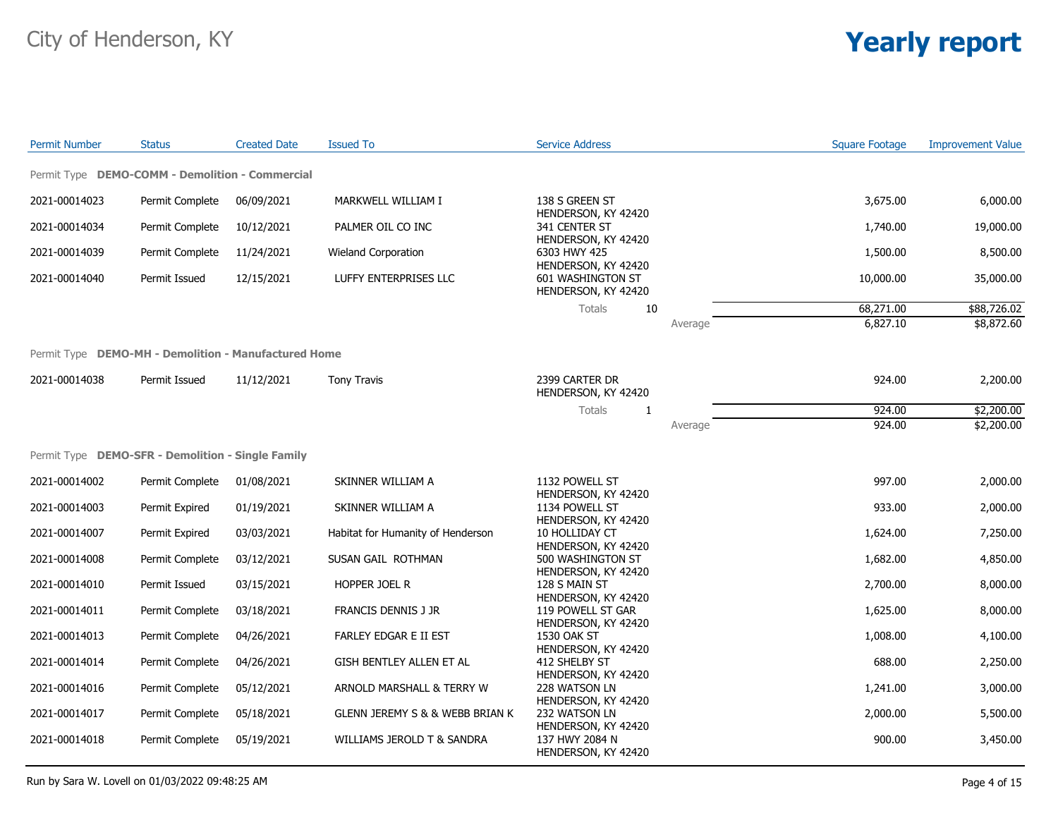# City of Henderson, KY

# Yearly report

| Permit Number | Status | Created Date | Issued To | Service Address | | Square Footage | Improvement Value |
|---|---|---|---|---|---|---|---|
| **Permit Type DEMO-COMM - Demolition - Commercial** | | | | | | | |
| 2021-00014023 | Permit Complete | 06/09/2021 | MARKWELL WILLIAM I | 138 S GREEN ST HENDERSON, KY 42420 | | 3,675.00 | 6,000.00 |
| 2021-00014034 | Permit Complete | 10/12/2021 | PALMER OIL CO INC | 341 CENTER ST HENDERSON, KY 42420 | | 1,740.00 | 19,000.00 |
| 2021-00014039 | Permit Complete | 11/24/2021 | Wieland Corporation | 6303 HWY 425 HENDERSON, KY 42420 | | 1,500.00 | 8,500.00 |
| 2021-00014040 | Permit Issued | 12/15/2021 | LUFFY ENTERPRISES LLC | 601 WASHINGTON ST HENDERSON, KY 42420 | | 10,000.00 | 35,000.00 |
| | | | | Totals | 10 | 68,271.00 | $88,726.02 |
| | | | | | Average | 6,827.10 | $8,872.60 |
| **Permit Type DEMO-MH - Demolition - Manufactured Home** | | | | | | | |
| 2021-00014038 | Permit Issued | 11/12/2021 | Tony Travis | 2399 CARTER DR HENDERSON, KY 42420 | | 924.00 | 2,200.00 |
| | | | | Totals | 1 | 924.00 | $2,200.00 |
| | | | | | Average | 924.00 | $2,200.00 |
| **Permit Type DEMO-SFR - Demolition - Single Family** | | | | | | | |
| 2021-00014002 | Permit Complete | 01/08/2021 | SKINNER WILLIAM A | 1132 POWELL ST HENDERSON, KY 42420 | | 997.00 | 2,000.00 |
| 2021-00014003 | Permit Expired | 01/19/2021 | SKINNER WILLIAM A | 1134 POWELL ST HENDERSON, KY 42420 | | 933.00 | 2,000.00 |
| 2021-00014007 | Permit Expired | 03/03/2021 | Habitat for Humanity of Henderson | 10 HOLLIDAY CT HENDERSON, KY 42420 | | 1,624.00 | 7,250.00 |
| 2021-00014008 | Permit Complete | 03/12/2021 | SUSAN GAIL ROTHMAN | 500 WASHINGTON ST HENDERSON, KY 42420 | | 1,682.00 | 4,850.00 |
| 2021-00014010 | Permit Issued | 03/15/2021 | HOPPER JOEL R | 128 S MAIN ST HENDERSON, KY 42420 | | 2,700.00 | 8,000.00 |
| 2021-00014011 | Permit Complete | 03/18/2021 | FRANCIS DENNIS J JR | 119 POWELL ST GAR HENDERSON, KY 42420 | | 1,625.00 | 8,000.00 |
| 2021-00014013 | Permit Complete | 04/26/2021 | FARLEY EDGAR E II EST | 1530 OAK ST HENDERSON, KY 42420 | | 1,008.00 | 4,100.00 |
| 2021-00014014 | Permit Complete | 04/26/2021 | GISH BENTLEY ALLEN ET AL | 412 SHELBY ST HENDERSON, KY 42420 | | 688.00 | 2,250.00 |
| 2021-00014016 | Permit Complete | 05/12/2021 | ARNOLD MARSHALL & TERRY W | 228 WATSON LN HENDERSON, KY 42420 | | 1,241.00 | 3,000.00 |
| 2021-00014017 | Permit Complete | 05/18/2021 | GLENN JEREMY S & & WEBB BRIAN K | 232 WATSON LN HENDERSON, KY 42420 | | 2,000.00 | 5,500.00 |
| 2021-00014018 | Permit Complete | 05/19/2021 | WILLIAMS JEROLD T & SANDRA | 137 HWY 2084 N HENDERSON, KY 42420 | | 900.00 | 3,450.00 |

Run by Sara W. Lovell on 01/03/2022 09:48:25 AM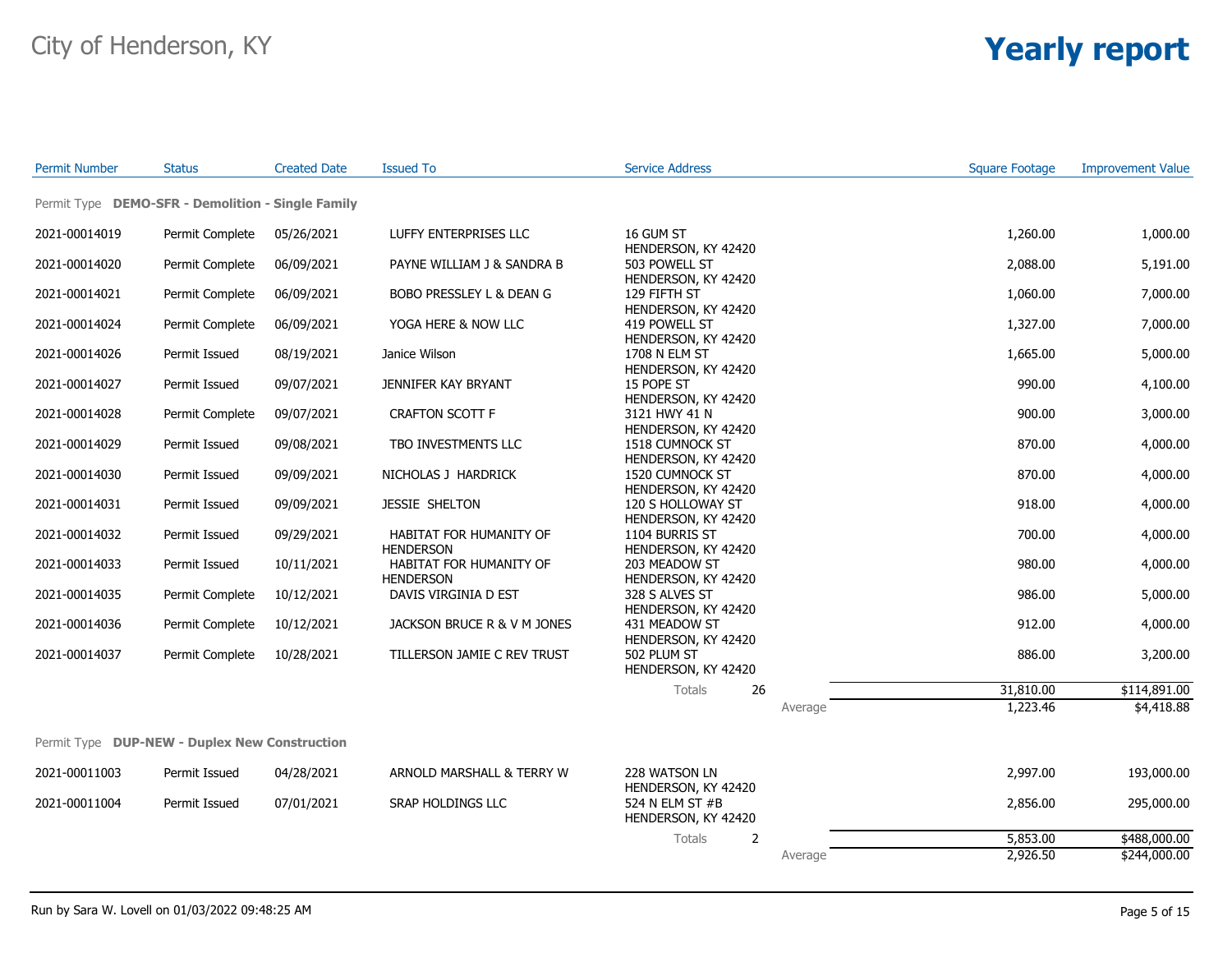# City of Henderson, KY

# Yearly report

| Permit Number | Status | Created Date | Issued To | Service Address | Square Footage | Improvement Value |
|---|---|---|---|---|---|---|
| **Permit Type DEMO-SFR - Demolition - Single Family** | | | | | | |
| 2021-00014019 | Permit Complete | 05/26/2021 | LUFFY ENTERPRISES LLC | 16 GUM ST HENDERSON, KY 42420 | 1,260.00 | 1,000.00 |
| 2021-00014020 | Permit Complete | 06/09/2021 | PAYNE WILLIAM J & SANDRA B | 503 POWELL ST HENDERSON, KY 42420 | 2,088.00 | 5,191.00 |
| 2021-00014021 | Permit Complete | 06/09/2021 | BOBO PRESSLEY L & DEAN G | 129 FIFTH ST HENDERSON, KY 42420 | 1,060.00 | 7,000.00 |
| 2021-00014024 | Permit Complete | 06/09/2021 | YOGA HERE & NOW LLC | 419 POWELL ST HENDERSON, KY 42420 | 1,327.00 | 7,000.00 |
| 2021-00014026 | Permit Issued | 08/19/2021 | Janice Wilson | 1708 N ELM ST HENDERSON, KY 42420 | 1,665.00 | 5,000.00 |
| 2021-00014027 | Permit Issued | 09/07/2021 | JENNIFER KAY BRYANT | 15 POPE ST HENDERSON, KY 42420 | 990.00 | 4,100.00 |
| 2021-00014028 | Permit Complete | 09/07/2021 | CRAFTON SCOTT F | 3121 HWY 41 N HENDERSON, KY 42420 | 900.00 | 3,000.00 |
| 2021-00014029 | Permit Issued | 09/08/2021 | TBO INVESTMENTS LLC | 1518 CUMNOCK ST HENDERSON, KY 42420 | 870.00 | 4,000.00 |
| 2021-00014030 | Permit Issued | 09/09/2021 | NICHOLAS J HARDRICK | 1520 CUMNOCK ST HENDERSON, KY 42420 | 870.00 | 4,000.00 |
| 2021-00014031 | Permit Issued | 09/09/2021 | JESSIE SHELTON | 120 S HOLLOWAY ST HENDERSON, KY 42420 | 918.00 | 4,000.00 |
| 2021-00014032 | Permit Issued | 09/29/2021 | HABITAT FOR HUMANITY OF HENDERSON | 1104 BURRIS ST HENDERSON, KY 42420 | 700.00 | 4,000.00 |
| 2021-00014033 | Permit Issued | 10/11/2021 | HABITAT FOR HUMANITY OF HENDERSON | 203 MEADOW ST HENDERSON, KY 42420 | 980.00 | 4,000.00 |
| 2021-00014035 | Permit Complete | 10/12/2021 | DAVIS VIRGINIA D EST | 328 S ALVES ST HENDERSON, KY 42420 | 986.00 | 5,000.00 |
| 2021-00014036 | Permit Complete | 10/12/2021 | JACKSON BRUCE R & V M JONES | 431 MEADOW ST HENDERSON, KY 42420 | 912.00 | 4,000.00 |
| 2021-00014037 | Permit Complete | 10/28/2021 | TILLERSON JAMIE C REV TRUST | 502 PLUM ST HENDERSON, KY 42420 | 886.00 | 3,200.00 |
| | | | | Totals 26 | 31,810.00 | $114,891.00 |
| | | | | Average | 1,223.46 | $4,418.88 |
| **Permit Type DUP-NEW - Duplex New Construction** | | | | | | |
| 2021-00011003 | Permit Issued | 04/28/2021 | ARNOLD MARSHALL & TERRY W | 228 WATSON LN HENDERSON, KY 42420 | 2,997.00 | 193,000.00 |
| 2021-00011004 | Permit Issued | 07/01/2021 | SRAP HOLDINGS LLC | 524 N ELM ST #B HENDERSON, KY 42420 | 2,856.00 | 295,000.00 |
| | | | | Totals 2 | 5,853.00 | $488,000.00 |
| | | | | Average | 2,926.50 | $244,000.00 |

Run by Sara W. Lovell on 01/03/2022 09:48:25 AM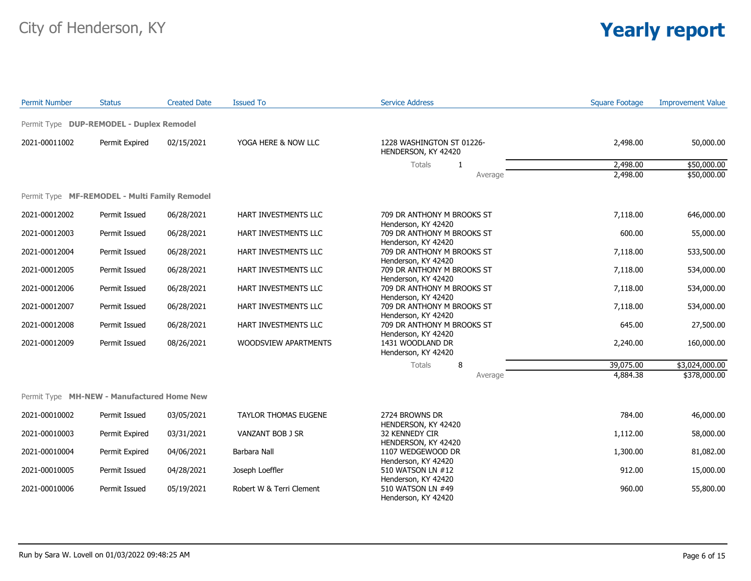# City of Henderson, KY

# Yearly report

| Permit Number | Status | Created Date | Issued To | Service Address | Square Footage | Improvement Value |
|---|---|---|---|---|---|---|
| Permit Type **DUP-REMODEL - Duplex Remodel** | | | | | | |
| 2021-00011002 | Permit Expired | 02/15/2021 | YOGA HERE & NOW LLC | 1228 WASHINGTON ST 01226- HENDERSON, KY 42420 | 2,498.00 | 50,000.00 |
| | | | | Totals 1 | 2,498.00 | $50,000.00 |
| | | | | Average | 2,498.00 | $50,000.00 |
| Permit Type **MF-REMODEL - Multi Family Remodel** | | | | | | |
| 2021-00012002 | Permit Issued | 06/28/2021 | HART INVESTMENTS LLC | 709 DR ANTHONY M BROOKS ST Henderson, KY 42420 | 7,118.00 | 646,000.00 |
| 2021-00012003 | Permit Issued | 06/28/2021 | HART INVESTMENTS LLC | 709 DR ANTHONY M BROOKS ST Henderson, KY 42420 | 600.00 | 55,000.00 |
| 2021-00012004 | Permit Issued | 06/28/2021 | HART INVESTMENTS LLC | 709 DR ANTHONY M BROOKS ST Henderson, KY 42420 | 7,118.00 | 533,500.00 |
| 2021-00012005 | Permit Issued | 06/28/2021 | HART INVESTMENTS LLC | 709 DR ANTHONY M BROOKS ST Henderson, KY 42420 | 7,118.00 | 534,000.00 |
| 2021-00012006 | Permit Issued | 06/28/2021 | HART INVESTMENTS LLC | 709 DR ANTHONY M BROOKS ST Henderson, KY 42420 | 7,118.00 | 534,000.00 |
| 2021-00012007 | Permit Issued | 06/28/2021 | HART INVESTMENTS LLC | 709 DR ANTHONY M BROOKS ST Henderson, KY 42420 | 7,118.00 | 534,000.00 |
| 2021-00012008 | Permit Issued | 06/28/2021 | HART INVESTMENTS LLC | 709 DR ANTHONY M BROOKS ST Henderson, KY 42420 | 645.00 | 27,500.00 |
| 2021-00012009 | Permit Issued | 08/26/2021 | WOODSVIEW APARTMENTS | 1431 WOODLAND DR Henderson, KY 42420 | 2,240.00 | 160,000.00 |
| | | | | Totals 8 | 39,075.00 | $3,024,000.00 |
| | | | | Average | 4,884.38 | $378,000.00 |
| Permit Type **MH-NEW - Manufactured Home New** | | | | | | |
| 2021-00010002 | Permit Issued | 03/05/2021 | TAYLOR THOMAS EUGENE | 2724 BROWNS DR HENDERSON, KY 42420 | 784.00 | 46,000.00 |
| 2021-00010003 | Permit Expired | 03/31/2021 | VANZANT BOB J SR | 32 KENNEDY CIR HENDERSON, KY 42420 | 1,112.00 | 58,000.00 |
| 2021-00010004 | Permit Expired | 04/06/2021 | Barbara Nall | 1107 WEDGEWOOD DR Henderson, KY 42420 | 1,300.00 | 81,082.00 |
| 2021-00010005 | Permit Issued | 04/28/2021 | Joseph Loeffler | 510 WATSON LN #12 Henderson, KY 42420 | 912.00 | 15,000.00 |
| 2021-00010006 | Permit Issued | 05/19/2021 | Robert W & Terri Clement | 510 WATSON LN #49 Henderson, KY 42420 | 960.00 | 55,800.00 |

Run by Sara W. Lovell on 01/03/2022 09:48:25 AM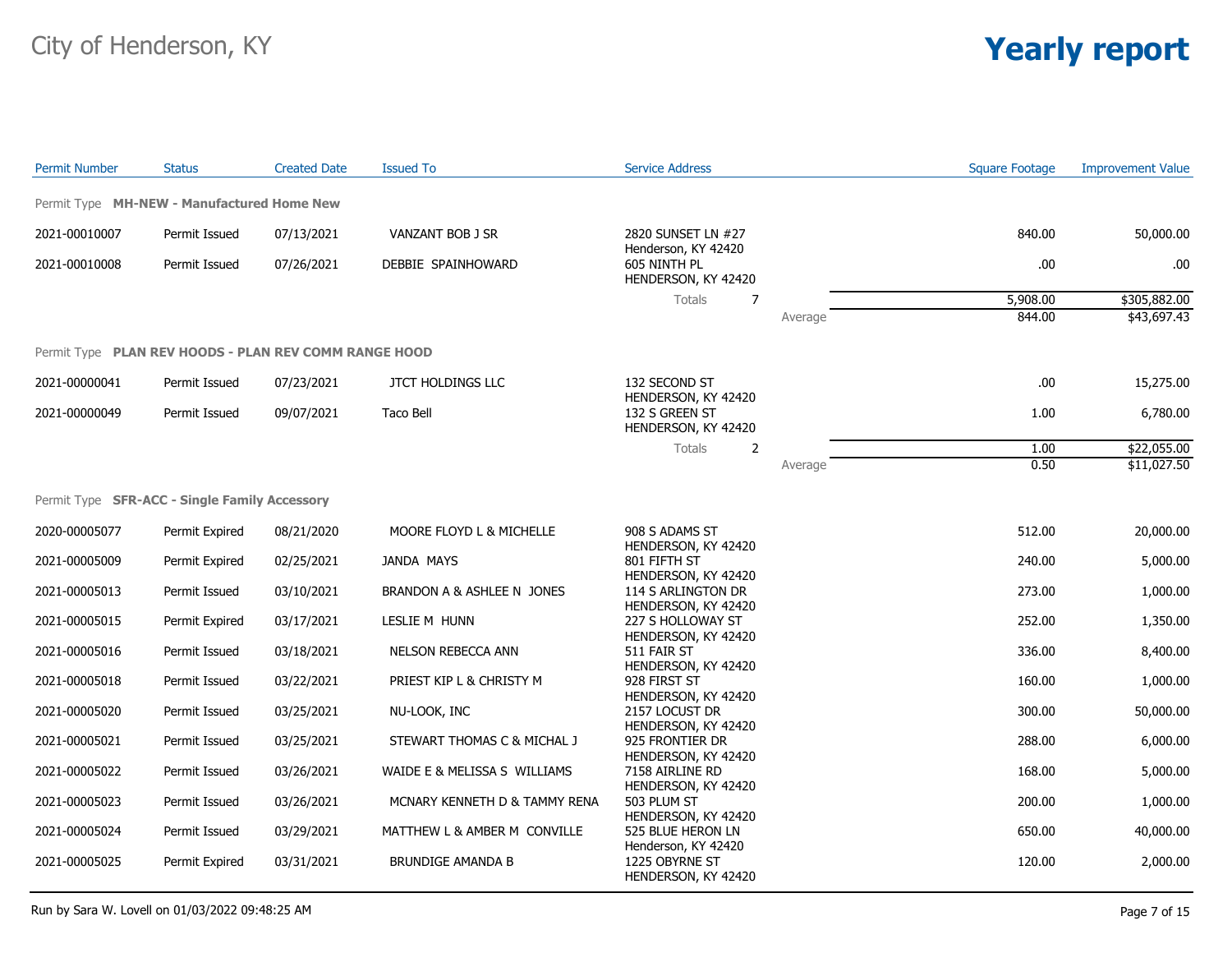# City of Henderson, KY

# Yearly report

| Permit Number | Status | Created Date | Issued To | Service Address | | Square Footage | Improvement Value |
|---|---|---|---|---|---|---|---|
| **Permit Type MH-NEW - Manufactured Home New** | | | | | | | |
| 2021-00010007 | Permit Issued | 07/13/2021 | VANZANT BOB J SR | 2820 SUNSET LN #27 Henderson, KY 42420 | | 840.00 | 50,000.00 |
| 2021-00010008 | Permit Issued | 07/26/2021 | DEBBIE SPAINHOWARD | 605 NINTH PL HENDERSON, KY 42420 | | .00 | .00 |
| | | | | Totals | 7 | 5,908.00 | $305,882.00 |
| | | | | | Average | 844.00 | $43,697.43 |
| **Permit Type PLAN REV HOODS - PLAN REV COMM RANGE HOOD** | | | | | | | |
| 2021-00000041 | Permit Issued | 07/23/2021 | JTCT HOLDINGS LLC | 132 SECOND ST HENDERSON, KY 42420 | | .00 | 15,275.00 |
| 2021-00000049 | Permit Issued | 09/07/2021 | Taco Bell | 132 S GREEN ST HENDERSON, KY 42420 | | 1.00 | 6,780.00 |
| | | | | Totals | 2 | 1.00 | $22,055.00 |
| | | | | | Average | 0.50 | $11,027.50 |
| **Permit Type SFR-ACC - Single Family Accessory** | | | | | | | |
| 2020-00005077 | Permit Expired | 08/21/2020 | MOORE FLOYD L & MICHELLE | 908 S ADAMS ST HENDERSON, KY 42420 | | 512.00 | 20,000.00 |
| 2021-00005009 | Permit Expired | 02/25/2021 | JANDA MAYS | 801 FIFTH ST HENDERSON, KY 42420 | | 240.00 | 5,000.00 |
| 2021-00005013 | Permit Issued | 03/10/2021 | BRANDON A & ASHLEE N JONES | 114 S ARLINGTON DR HENDERSON, KY 42420 | | 273.00 | 1,000.00 |
| 2021-00005015 | Permit Expired | 03/17/2021 | LESLIE M HUNN | 227 S HOLLOWAY ST HENDERSON, KY 42420 | | 252.00 | 1,350.00 |
| 2021-00005016 | Permit Issued | 03/18/2021 | NELSON REBECCA ANN | 511 FAIR ST HENDERSON, KY 42420 | | 336.00 | 8,400.00 |
| 2021-00005018 | Permit Issued | 03/22/2021 | PRIEST KIP L & CHRISTY M | 928 FIRST ST HENDERSON, KY 42420 | | 160.00 | 1,000.00 |
| 2021-00005020 | Permit Issued | 03/25/2021 | NU-LOOK, INC | 2157 LOCUST DR HENDERSON, KY 42420 | | 300.00 | 50,000.00 |
| 2021-00005021 | Permit Issued | 03/25/2021 | STEWART THOMAS C & MICHAL J | 925 FRONTIER DR HENDERSON, KY 42420 | | 288.00 | 6,000.00 |
| 2021-00005022 | Permit Issued | 03/26/2021 | WAIDE E & MELISSA S WILLIAMS | 7158 AIRLINE RD HENDERSON, KY 42420 | | 168.00 | 5,000.00 |
| 2021-00005023 | Permit Issued | 03/26/2021 | MCNARY KENNETH D & TAMMY RENA | 503 PLUM ST HENDERSON, KY 42420 | | 200.00 | 1,000.00 |
| 2021-00005024 | Permit Issued | 03/29/2021 | MATTHEW L & AMBER M CONVILLE | 525 BLUE HERON LN Henderson, KY 42420 | | 650.00 | 40,000.00 |
| 2021-00005025 | Permit Expired | 03/31/2021 | BRUNDIGE AMANDA B | 1225 OBYRNE ST HENDERSON, KY 42420 | | 120.00 | 2,000.00 |

Run by Sara W. Lovell on 01/03/2022 09:48:25 AM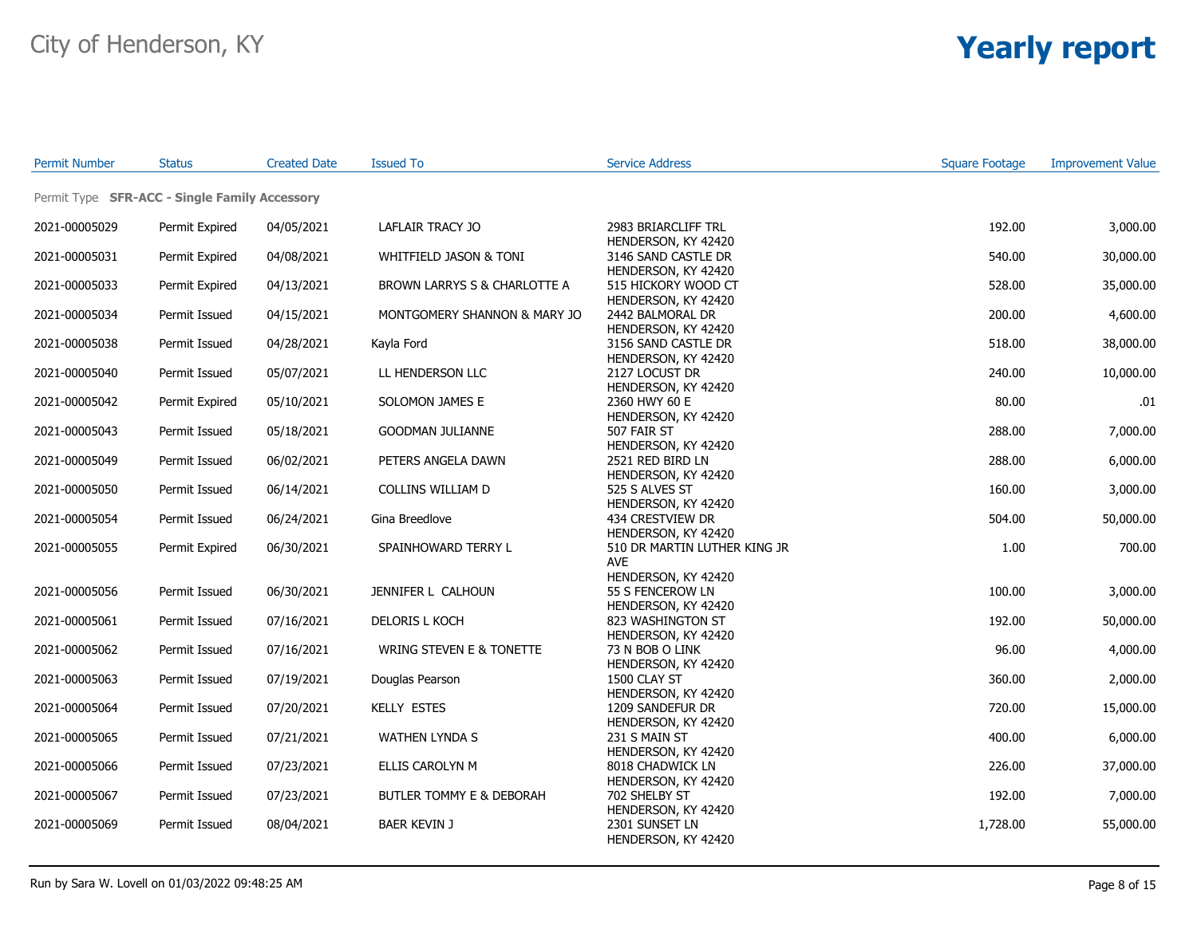City of Henderson, KY

# Yearly report

| Permit Number | Status | Created Date | Issued To | Service Address | Square Footage | Improvement Value |
|---|---|---|---|---|---|---|
| Permit Type **SFR-ACC - Single Family Accessory** | | | | | | |
| 2021-00005029 | Permit Expired | 04/05/2021 | LAFLAIR TRACY JO | 2983 BRIARCLIFF TRL HENDERSON, KY 42420 | 192.00 | 3,000.00 |
| 2021-00005031 | Permit Expired | 04/08/2021 | WHITFIELD JASON & TONI | 3146 SAND CASTLE DR HENDERSON, KY 42420 | 540.00 | 30,000.00 |
| 2021-00005033 | Permit Expired | 04/13/2021 | BROWN LARRYS S & CHARLOTTE A | 515 HICKORY WOOD CT HENDERSON, KY 42420 | 528.00 | 35,000.00 |
| 2021-00005034 | Permit Issued | 04/15/2021 | MONTGOMERY SHANNON & MARY JO | 2442 BALMORAL DR HENDERSON, KY 42420 | 200.00 | 4,600.00 |
| 2021-00005038 | Permit Issued | 04/28/2021 | Kayla Ford | 3156 SAND CASTLE DR HENDERSON, KY 42420 | 518.00 | 38,000.00 |
| 2021-00005040 | Permit Issued | 05/07/2021 | LL HENDERSON LLC | 2127 LOCUST DR HENDERSON, KY 42420 | 240.00 | 10,000.00 |
| 2021-00005042 | Permit Expired | 05/10/2021 | SOLOMON JAMES E | 2360 HWY 60 E HENDERSON, KY 42420 | 80.00 | .01 |
| 2021-00005043 | Permit Issued | 05/18/2021 | GOODMAN JULIANNE | 507 FAIR ST HENDERSON, KY 42420 | 288.00 | 7,000.00 |
| 2021-00005049 | Permit Issued | 06/02/2021 | PETERS ANGELA DAWN | 2521 RED BIRD LN HENDERSON, KY 42420 | 288.00 | 6,000.00 |
| 2021-00005050 | Permit Issued | 06/14/2021 | COLLINS WILLIAM D | 525 S ALVES ST HENDERSON, KY 42420 | 160.00 | 3,000.00 |
| 2021-00005054 | Permit Issued | 06/24/2021 | Gina Breedlove | 434 CRESTVIEW DR HENDERSON, KY 42420 | 504.00 | 50,000.00 |
| 2021-00005055 | Permit Expired | 06/30/2021 | SPAINHOWARD TERRY L | 510 DR MARTIN LUTHER KING JR AVE HENDERSON, KY 42420 | 1.00 | 700.00 |
| 2021-00005056 | Permit Issued | 06/30/2021 | JENNIFER L CALHOUN | 55 S FENCEROW LN HENDERSON, KY 42420 | 100.00 | 3,000.00 |
| 2021-00005061 | Permit Issued | 07/16/2021 | DELORIS L KOCH | 823 WASHINGTON ST HENDERSON, KY 42420 | 192.00 | 50,000.00 |
| 2021-00005062 | Permit Issued | 07/16/2021 | WRING STEVEN E & TONETTE | 73 N BOB O LINK HENDERSON, KY 42420 | 96.00 | 4,000.00 |
| 2021-00005063 | Permit Issued | 07/19/2021 | Douglas Pearson | 1500 CLAY ST HENDERSON, KY 42420 | 360.00 | 2,000.00 |
| 2021-00005064 | Permit Issued | 07/20/2021 | KELLY ESTES | 1209 SANDEFUR DR HENDERSON, KY 42420 | 720.00 | 15,000.00 |
| 2021-00005065 | Permit Issued | 07/21/2021 | WATHEN LYNDA S | 231 S MAIN ST HENDERSON, KY 42420 | 400.00 | 6,000.00 |
| 2021-00005066 | Permit Issued | 07/23/2021 | ELLIS CAROLYN M | 8018 CHADWICK LN HENDERSON, KY 42420 | 226.00 | 37,000.00 |
| 2021-00005067 | Permit Issued | 07/23/2021 | BUTLER TOMMY E & DEBORAH | 702 SHELBY ST HENDERSON, KY 42420 | 192.00 | 7,000.00 |
| 2021-00005069 | Permit Issued | 08/04/2021 | BAER KEVIN J | 2301 SUNSET LN HENDERSON, KY 42420 | 1,728.00 | 55,000.00 |

Run by Sara W. Lovell on 01/03/2022 09:48:25 AM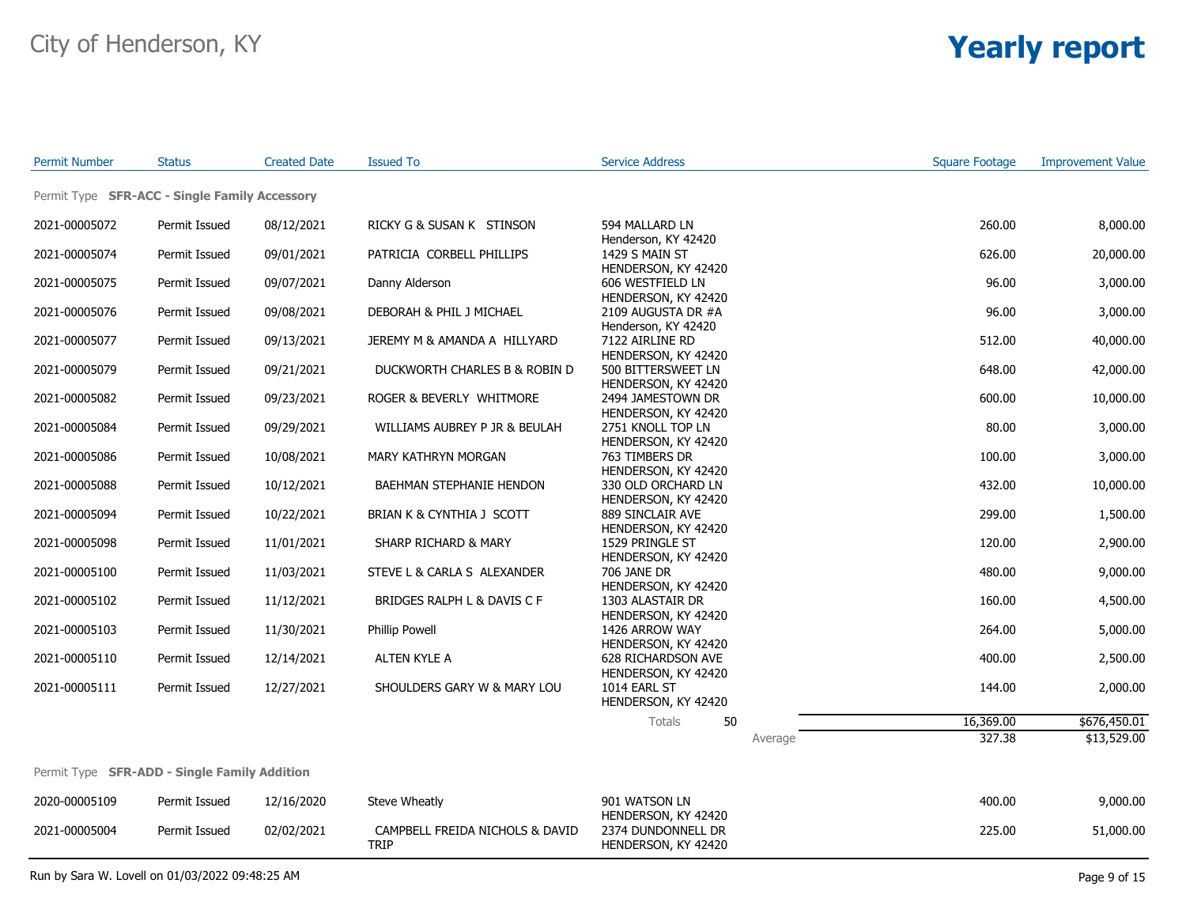# City of Henderson, KY

# Yearly report

| Permit Number | Status | Created Date | Issued To | Service Address | Square Footage | Improvement Value |
|---|---|---|---|---|---|---|
| **Permit Type SFR-ACC - Single Family Accessory** | | | | | | |
| 2021-00005072 | Permit Issued | 08/12/2021 | RICKY G & SUSAN K STINSON | 594 MALLARD LN Henderson, KY 42420 | 260.00 | 8,000.00 |
| 2021-00005074 | Permit Issued | 09/01/2021 | PATRICIA CORBELL PHILLIPS | 1429 S MAIN ST HENDERSON, KY 42420 | 626.00 | 20,000.00 |
| 2021-00005075 | Permit Issued | 09/07/2021 | Danny Alderson | 606 WESTFIELD LN HENDERSON, KY 42420 | 96.00 | 3,000.00 |
| 2021-00005076 | Permit Issued | 09/08/2021 | DEBORAH & PHIL J MICHAEL | 2109 AUGUSTA DR #A Henderson, KY 42420 | 96.00 | 3,000.00 |
| 2021-00005077 | Permit Issued | 09/13/2021 | JEREMY M & AMANDA A HILLYARD | 7122 AIRLINE RD HENDERSON, KY 42420 | 512.00 | 40,000.00 |
| 2021-00005079 | Permit Issued | 09/21/2021 | DUCKWORTH CHARLES B & ROBIN D | 500 BITTERSWEET LN HENDERSON, KY 42420 | 648.00 | 42,000.00 |
| 2021-00005082 | Permit Issued | 09/23/2021 | ROGER & BEVERLY WHITMORE | 2494 JAMESTOWN DR HENDERSON, KY 42420 | 600.00 | 10,000.00 |
| 2021-00005084 | Permit Issued | 09/29/2021 | WILLIAMS AUBREY P JR & BEULAH | 2751 KNOLL TOP LN HENDERSON, KY 42420 | 80.00 | 3,000.00 |
| 2021-00005086 | Permit Issued | 10/08/2021 | MARY KATHRYN MORGAN | 763 TIMBERS DR HENDERSON, KY 42420 | 100.00 | 3,000.00 |
| 2021-00005088 | Permit Issued | 10/12/2021 | BAEHMAN STEPHANIE HENDON | 330 OLD ORCHARD LN HENDERSON, KY 42420 | 432.00 | 10,000.00 |
| 2021-00005094 | Permit Issued | 10/22/2021 | BRIAN K & CYNTHIA J SCOTT | 889 SINCLAIR AVE HENDERSON, KY 42420 | 299.00 | 1,500.00 |
| 2021-00005098 | Permit Issued | 11/01/2021 | SHARP RICHARD & MARY | 1529 PRINGLE ST HENDERSON, KY 42420 | 120.00 | 2,900.00 |
| 2021-00005100 | Permit Issued | 11/03/2021 | STEVE L & CARLA S ALEXANDER | 706 JANE DR HENDERSON, KY 42420 | 480.00 | 9,000.00 |
| 2021-00005102 | Permit Issued | 11/12/2021 | BRIDGES RALPH L & DAVIS C F | 1303 ALASTAIR DR HENDERSON, KY 42420 | 160.00 | 4,500.00 |
| 2021-00005103 | Permit Issued | 11/30/2021 | Phillip Powell | 1426 ARROW WAY HENDERSON, KY 42420 | 264.00 | 5,000.00 |
| 2021-00005110 | Permit Issued | 12/14/2021 | ALTEN KYLE A | 628 RICHARDSON AVE HENDERSON, KY 42420 | 400.00 | 2,500.00 |
| 2021-00005111 | Permit Issued | 12/27/2021 | SHOULDERS GARY W & MARY LOU | 1014 EARL ST HENDERSON, KY 42420 | 144.00 | 2,000.00 |
| | | | | Totals 50 | 16,369.00 | $676,450.01 |
| | | | | Average | 327.38 | $13,529.00 |
| **Permit Type SFR-ADD - Single Family Addition** | | | | | | |
| 2020-00005109 | Permit Issued | 12/16/2020 | Steve Wheatly | 901 WATSON LN HENDERSON, KY 42420 | 400.00 | 9,000.00 |
| 2021-00005004 | Permit Issued | 02/02/2021 | CAMPBELL FREIDA NICHOLS & DAVID TRIP | 2374 DUNDONNELL DR HENDERSON, KY 42420 | 225.00 | 51,000.00 |

Run by Sara W. Lovell on 01/03/2022 09:48:25 AM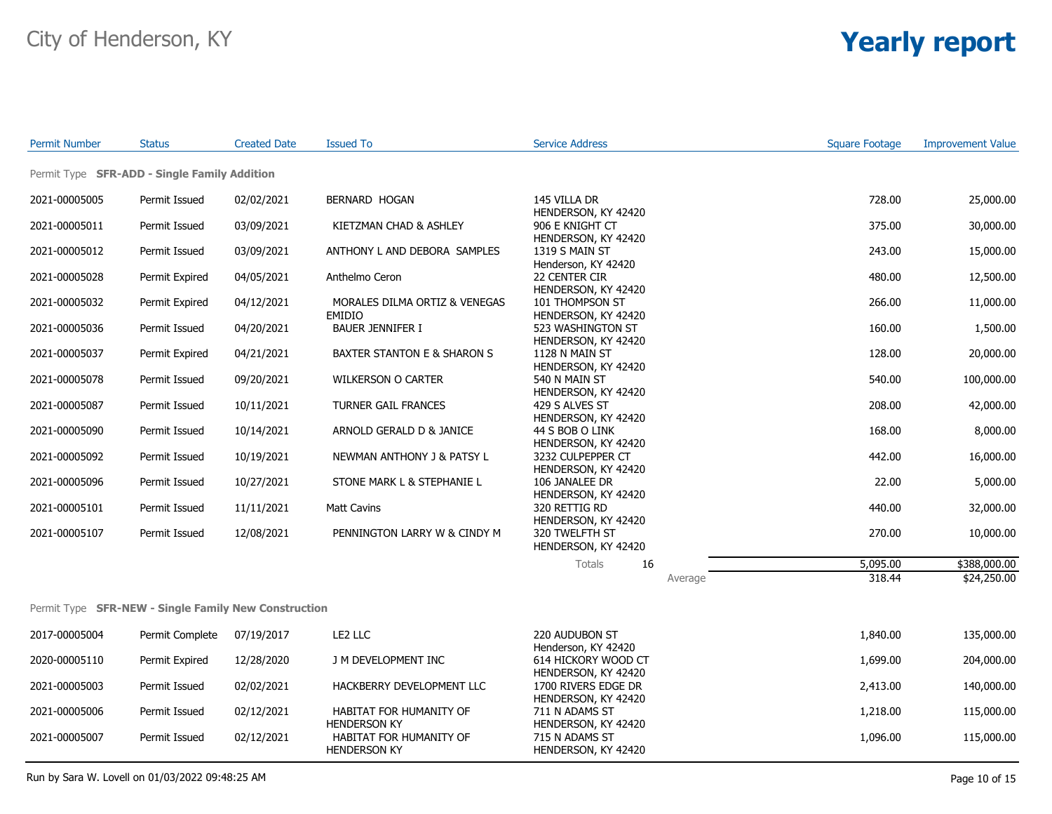# City of Henderson, KY

# Yearly report

| Permit Number | Status | Created Date | Issued To | Service Address | Square Footage | Improvement Value |
|---|---|---|---|---|---|---|
| **Permit Type SFR-ADD - Single Family Addition** | | | | | | |
| 2021-00005005 | Permit Issued | 02/02/2021 | BERNARD HOGAN | 145 VILLA DR HENDERSON, KY 42420 | 728.00 | 25,000.00 |
| 2021-00005011 | Permit Issued | 03/09/2021 | KIETZMAN CHAD & ASHLEY | 906 E KNIGHT CT HENDERSON, KY 42420 | 375.00 | 30,000.00 |
| 2021-00005012 | Permit Issued | 03/09/2021 | ANTHONY L AND DEBORA SAMPLES | 1319 S MAIN ST Henderson, KY 42420 | 243.00 | 15,000.00 |
| 2021-00005028 | Permit Expired | 04/05/2021 | Anthelmo Ceron | 22 CENTER CIR HENDERSON, KY 42420 | 480.00 | 12,500.00 |
| 2021-00005032 | Permit Expired | 04/12/2021 | MORALES DILMA ORTIZ & VENEGAS EMIDIO | 101 THOMPSON ST HENDERSON, KY 42420 | 266.00 | 11,000.00 |
| 2021-00005036 | Permit Issued | 04/20/2021 | BAUER JENNIFER I | 523 WASHINGTON ST HENDERSON, KY 42420 | 160.00 | 1,500.00 |
| 2021-00005037 | Permit Expired | 04/21/2021 | BAXTER STANTON E & SHARON S | 1128 N MAIN ST HENDERSON, KY 42420 | 128.00 | 20,000.00 |
| 2021-00005078 | Permit Issued | 09/20/2021 | WILKERSON O CARTER | 540 N MAIN ST HENDERSON, KY 42420 | 540.00 | 100,000.00 |
| 2021-00005087 | Permit Issued | 10/11/2021 | TURNER GAIL FRANCES | 429 S ALVES ST HENDERSON, KY 42420 | 208.00 | 42,000.00 |
| 2021-00005090 | Permit Issued | 10/14/2021 | ARNOLD GERALD D & JANICE | 44 S BOB O LINK HENDERSON, KY 42420 | 168.00 | 8,000.00 |
| 2021-00005092 | Permit Issued | 10/19/2021 | NEWMAN ANTHONY J & PATSY L | 3232 CULPEPPER CT HENDERSON, KY 42420 | 442.00 | 16,000.00 |
| 2021-00005096 | Permit Issued | 10/27/2021 | STONE MARK L & STEPHANIE L | 106 JANALEE DR HENDERSON, KY 42420 | 22.00 | 5,000.00 |
| 2021-00005101 | Permit Issued | 11/11/2021 | Matt Cavins | 320 RETTIG RD HENDERSON, KY 42420 | 440.00 | 32,000.00 |
| 2021-00005107 | Permit Issued | 12/08/2021 | PENNINGTON LARRY W & CINDY M | 320 TWELFTH ST HENDERSON, KY 42420 | 270.00 | 10,000.00 |
| | | | | Totals 16 | 5,095.00 | $388,000.00 |
| | | | | Average | 318.44 | $24,250.00 |
| **Permit Type SFR-NEW - Single Family New Construction** | | | | | | |
| 2017-00005004 | Permit Complete | 07/19/2017 | LE2 LLC | 220 AUDUBON ST Henderson, KY 42420 | 1,840.00 | 135,000.00 |
| 2020-00005110 | Permit Expired | 12/28/2020 | J M DEVELOPMENT INC | 614 HICKORY WOOD CT HENDERSON, KY 42420 | 1,699.00 | 204,000.00 |
| 2021-00005003 | Permit Issued | 02/02/2021 | HACKBERRY DEVELOPMENT LLC | 1700 RIVERS EDGE DR HENDERSON, KY 42420 | 2,413.00 | 140,000.00 |
| 2021-00005006 | Permit Issued | 02/12/2021 | HABITAT FOR HUMANITY OF HENDERSON KY | 711 N ADAMS ST HENDERSON, KY 42420 | 1,218.00 | 115,000.00 |
| 2021-00005007 | Permit Issued | 02/12/2021 | HABITAT FOR HUMANITY OF HENDERSON KY | 715 N ADAMS ST HENDERSON, KY 42420 | 1,096.00 | 115,000.00 |

Run by Sara W. Lovell on 01/03/2022 09:48:25 AM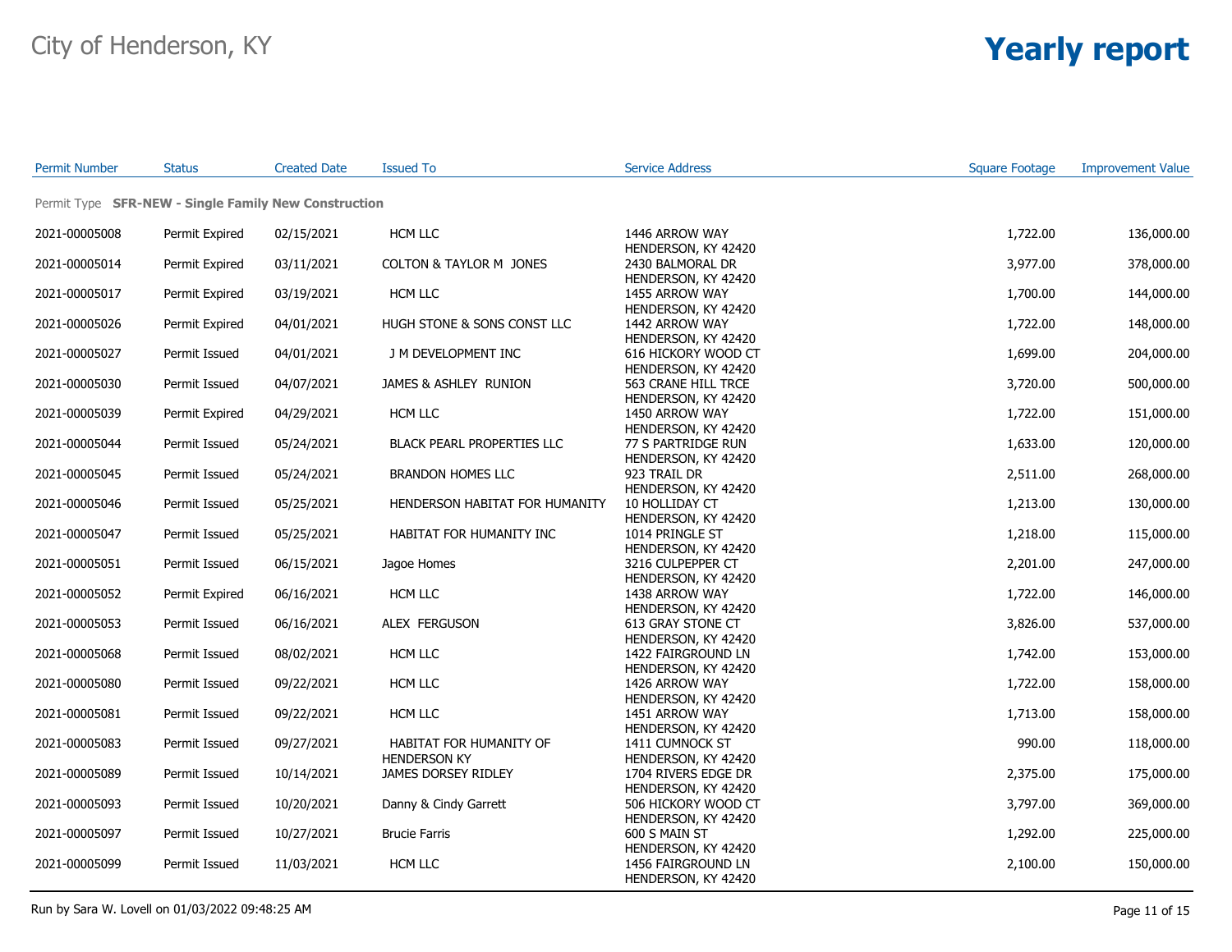# City of Henderson, KY

# Yearly report

| Permit Number | Status | Created Date | Issued To | Service Address | Square Footage | Improvement Value |
|---|---|---|---|---|---|---|
| **Permit Type SFR-NEW - Single Family New Construction** | | | | | | |
| 2021-00005008 | Permit Expired | 02/15/2021 | HCM LLC | 1446 ARROW WAY HENDERSON, KY 42420 | 1,722.00 | 136,000.00 |
| 2021-00005014 | Permit Expired | 03/11/2021 | COLTON & TAYLOR M JONES | 2430 BALMORAL DR HENDERSON, KY 42420 | 3,977.00 | 378,000.00 |
| 2021-00005017 | Permit Expired | 03/19/2021 | HCM LLC | 1455 ARROW WAY HENDERSON, KY 42420 | 1,700.00 | 144,000.00 |
| 2021-00005026 | Permit Expired | 04/01/2021 | HUGH STONE & SONS CONST LLC | 1442 ARROW WAY HENDERSON, KY 42420 | 1,722.00 | 148,000.00 |
| 2021-00005027 | Permit Issued | 04/01/2021 | J M DEVELOPMENT INC | 616 HICKORY WOOD CT HENDERSON, KY 42420 | 1,699.00 | 204,000.00 |
| 2021-00005030 | Permit Issued | 04/07/2021 | JAMES & ASHLEY RUNION | 563 CRANE HILL TRCE HENDERSON, KY 42420 | 3,720.00 | 500,000.00 |
| 2021-00005039 | Permit Expired | 04/29/2021 | HCM LLC | 1450 ARROW WAY HENDERSON, KY 42420 | 1,722.00 | 151,000.00 |
| 2021-00005044 | Permit Issued | 05/24/2021 | BLACK PEARL PROPERTIES LLC | 77 S PARTRIDGE RUN HENDERSON, KY 42420 | 1,633.00 | 120,000.00 |
| 2021-00005045 | Permit Issued | 05/24/2021 | BRANDON HOMES LLC | 923 TRAIL DR HENDERSON, KY 42420 | 2,511.00 | 268,000.00 |
| 2021-00005046 | Permit Issued | 05/25/2021 | HENDERSON HABITAT FOR HUMANITY | 10 HOLLIDAY CT HENDERSON, KY 42420 | 1,213.00 | 130,000.00 |
| 2021-00005047 | Permit Issued | 05/25/2021 | HABITAT FOR HUMANITY INC | 1014 PRINGLE ST HENDERSON, KY 42420 | 1,218.00 | 115,000.00 |
| 2021-00005051 | Permit Issued | 06/15/2021 | Jagoe Homes | 3216 CULPEPPER CT HENDERSON, KY 42420 | 2,201.00 | 247,000.00 |
| 2021-00005052 | Permit Expired | 06/16/2021 | HCM LLC | 1438 ARROW WAY HENDERSON, KY 42420 | 1,722.00 | 146,000.00 |
| 2021-00005053 | Permit Issued | 06/16/2021 | ALEX FERGUSON | 613 GRAY STONE CT HENDERSON, KY 42420 | 3,826.00 | 537,000.00 |
| 2021-00005068 | Permit Issued | 08/02/2021 | HCM LLC | 1422 FAIRGROUND LN HENDERSON, KY 42420 | 1,742.00 | 153,000.00 |
| 2021-00005080 | Permit Issued | 09/22/2021 | HCM LLC | 1426 ARROW WAY HENDERSON, KY 42420 | 1,722.00 | 158,000.00 |
| 2021-00005081 | Permit Issued | 09/22/2021 | HCM LLC | 1451 ARROW WAY HENDERSON, KY 42420 | 1,713.00 | 158,000.00 |
| 2021-00005083 | Permit Issued | 09/27/2021 | HABITAT FOR HUMANITY OF HENDERSON KY | 1411 CUMNOCK ST HENDERSON, KY 42420 | 990.00 | 118,000.00 |
| 2021-00005089 | Permit Issued | 10/14/2021 | JAMES DORSEY RIDLEY | 1704 RIVERS EDGE DR HENDERSON, KY 42420 | 2,375.00 | 175,000.00 |
| 2021-00005093 | Permit Issued | 10/20/2021 | Danny & Cindy Garrett | 506 HICKORY WOOD CT HENDERSON, KY 42420 | 3,797.00 | 369,000.00 |
| 2021-00005097 | Permit Issued | 10/27/2021 | Brucie Farris | 600 S MAIN ST HENDERSON, KY 42420 | 1,292.00 | 225,000.00 |
| 2021-00005099 | Permit Issued | 11/03/2021 | HCM LLC | 1456 FAIRGROUND LN HENDERSON, KY 42420 | 2,100.00 | 150,000.00 |

Run by Sara W. Lovell on 01/03/2022 09:48:25 AM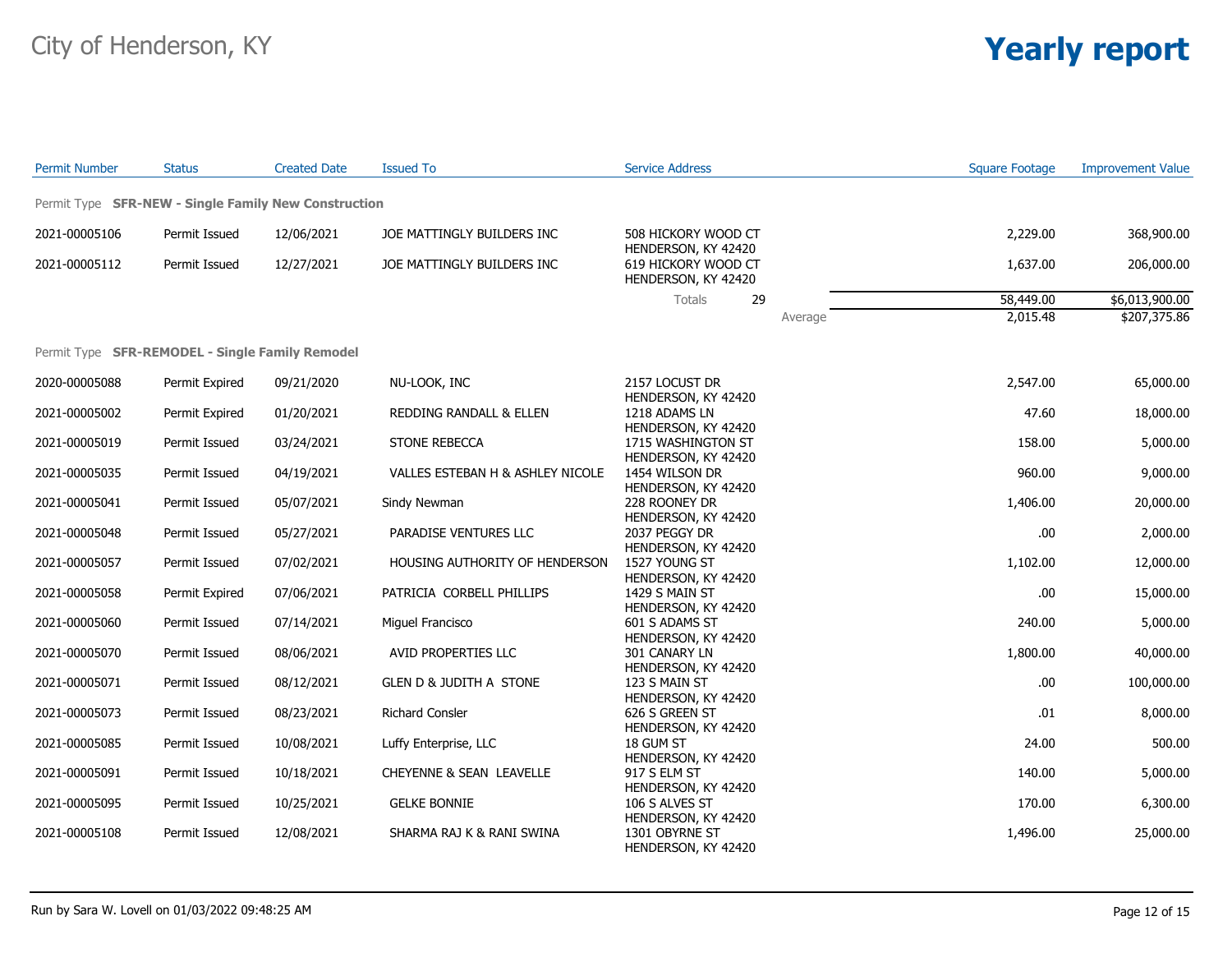# City of Henderson, KY

# Yearly report

| Permit Number | Status | Created Date | Issued To | Service Address | Square Footage | Improvement Value |
|---|---|---|---|---|---|---|
| **Permit Type SFR-NEW - Single Family New Construction** | | | | | | |
| 2021-00005106 | Permit Issued | 12/06/2021 | JOE MATTINGLY BUILDERS INC | 508 HICKORY WOOD CT HENDERSON, KY 42420 | 2,229.00 | 368,900.00 |
| 2021-00005112 | Permit Issued | 12/27/2021 | JOE MATTINGLY BUILDERS INC | 619 HICKORY WOOD CT HENDERSON, KY 42420 | 1,637.00 | 206,000.00 |
| | | | | Totals 29 | 58,449.00 | $6,013,900.00 |
| | | | | Average | 2,015.48 | $207,375.86 |
| **Permit Type SFR-REMODEL - Single Family Remodel** | | | | | | |
| 2020-00005088 | Permit Expired | 09/21/2020 | NU-LOOK, INC | 2157 LOCUST DR HENDERSON, KY 42420 | 2,547.00 | 65,000.00 |
| 2021-00005002 | Permit Expired | 01/20/2021 | REDDING RANDALL & ELLEN | 1218 ADAMS LN HENDERSON, KY 42420 | 47.60 | 18,000.00 |
| 2021-00005019 | Permit Issued | 03/24/2021 | STONE REBECCA | 1715 WASHINGTON ST HENDERSON, KY 42420 | 158.00 | 5,000.00 |
| 2021-00005035 | Permit Issued | 04/19/2021 | VALLES ESTEBAN H & ASHLEY NICOLE | 1454 WILSON DR HENDERSON, KY 42420 | 960.00 | 9,000.00 |
| 2021-00005041 | Permit Issued | 05/07/2021 | Sindy Newman | 228 ROONEY DR HENDERSON, KY 42420 | 1,406.00 | 20,000.00 |
| 2021-00005048 | Permit Issued | 05/27/2021 | PARADISE VENTURES LLC | 2037 PEGGY DR HENDERSON, KY 42420 | .00 | 2,000.00 |
| 2021-00005057 | Permit Issued | 07/02/2021 | HOUSING AUTHORITY OF HENDERSON | 1527 YOUNG ST HENDERSON, KY 42420 | 1,102.00 | 12,000.00 |
| 2021-00005058 | Permit Expired | 07/06/2021 | PATRICIA CORBELL PHILLIPS | 1429 S MAIN ST HENDERSON, KY 42420 | .00 | 15,000.00 |
| 2021-00005060 | Permit Issued | 07/14/2021 | Miguel Francisco | 601 S ADAMS ST HENDERSON, KY 42420 | 240.00 | 5,000.00 |
| 2021-00005070 | Permit Issued | 08/06/2021 | AVID PROPERTIES LLC | 301 CANARY LN HENDERSON, KY 42420 | 1,800.00 | 40,000.00 |
| 2021-00005071 | Permit Issued | 08/12/2021 | GLEN D & JUDITH A STONE | 123 S MAIN ST HENDERSON, KY 42420 | .00 | 100,000.00 |
| 2021-00005073 | Permit Issued | 08/23/2021 | Richard Consler | 626 S GREEN ST HENDERSON, KY 42420 | .01 | 8,000.00 |
| 2021-00005085 | Permit Issued | 10/08/2021 | Luffy Enterprise, LLC | 18 GUM ST HENDERSON, KY 42420 | 24.00 | 500.00 |
| 2021-00005091 | Permit Issued | 10/18/2021 | CHEYENNE & SEAN LEAVELLE | 917 S ELM ST HENDERSON, KY 42420 | 140.00 | 5,000.00 |
| 2021-00005095 | Permit Issued | 10/25/2021 | GELKE BONNIE | 106 S ALVES ST HENDERSON, KY 42420 | 170.00 | 6,300.00 |
| 2021-00005108 | Permit Issued | 12/08/2021 | SHARMA RAJ K & RANI SWINA | 1301 OBYRNE ST HENDERSON, KY 42420 | 1,496.00 | 25,000.00 |

Run by Sara W. Lovell on 01/03/2022 09:48:25 AM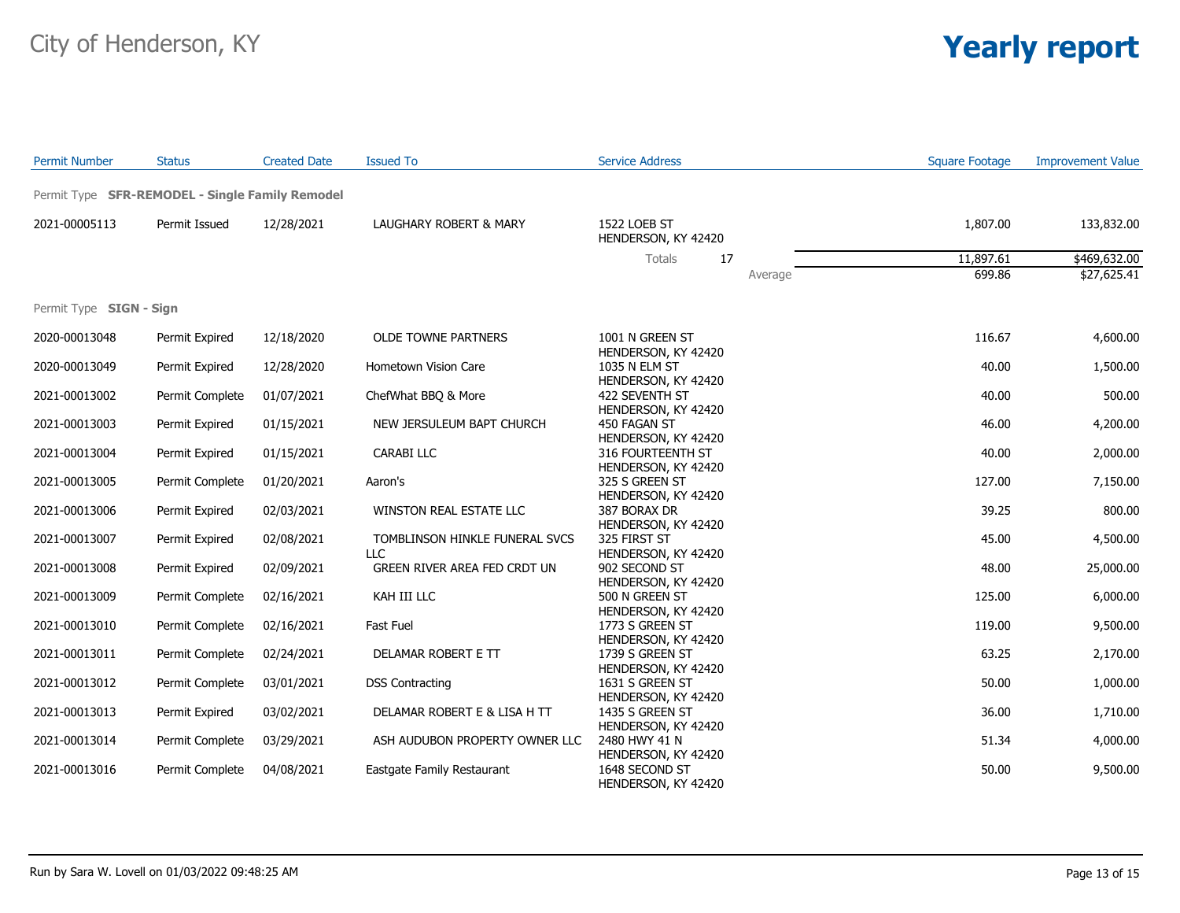City of Henderson, KY

# Yearly report

| Permit Number | Status | Created Date | Issued To | Service Address | Square Footage | Improvement Value |
|---|---|---|---|---|---|---|
| **Permit Type SFR-REMODEL - Single Family Remodel** | | | | | | |
| 2021-00005113 | Permit Issued | 12/28/2021 | LAUGHARY ROBERT & MARY | 1522 LOEB ST HENDERSON, KY 42420 | 1,807.00 | 133,832.00 |
| | | | | Totals 17 | 11,897.61 | $469,632.00 |
| | | | | Average | 699.86 | $27,625.41 |
| **Permit Type SIGN - Sign** | | | | | | |
| 2020-00013048 | Permit Expired | 12/18/2020 | OLDE TOWNE PARTNERS | 1001 N GREEN ST HENDERSON, KY 42420 | 116.67 | 4,600.00 |
| 2020-00013049 | Permit Expired | 12/28/2020 | Hometown Vision Care | 1035 N ELM ST HENDERSON, KY 42420 | 40.00 | 1,500.00 |
| 2021-00013002 | Permit Complete | 01/07/2021 | ChefWhat BBQ & More | 422 SEVENTH ST HENDERSON, KY 42420 | 40.00 | 500.00 |
| 2021-00013003 | Permit Expired | 01/15/2021 | NEW JERSULEUM BAPT CHURCH | 450 FAGAN ST HENDERSON, KY 42420 | 46.00 | 4,200.00 |
| 2021-00013004 | Permit Expired | 01/15/2021 | CARABI LLC | 316 FOURTEENTH ST HENDERSON, KY 42420 | 40.00 | 2,000.00 |
| 2021-00013005 | Permit Complete | 01/20/2021 | Aaron's | 325 S GREEN ST HENDERSON, KY 42420 | 127.00 | 7,150.00 |
| 2021-00013006 | Permit Expired | 02/03/2021 | WINSTON REAL ESTATE LLC | 387 BORAX DR HENDERSON, KY 42420 | 39.25 | 800.00 |
| 2021-00013007 | Permit Expired | 02/08/2021 | TOMBLINSON HINKLE FUNERAL SVCS LLC | 325 FIRST ST HENDERSON, KY 42420 | 45.00 | 4,500.00 |
| 2021-00013008 | Permit Expired | 02/09/2021 | GREEN RIVER AREA FED CRDT UN | 902 SECOND ST HENDERSON, KY 42420 | 48.00 | 25,000.00 |
| 2021-00013009 | Permit Complete | 02/16/2021 | KAH III LLC | 500 N GREEN ST HENDERSON, KY 42420 | 125.00 | 6,000.00 |
| 2021-00013010 | Permit Complete | 02/16/2021 | Fast Fuel | 1773 S GREEN ST HENDERSON, KY 42420 | 119.00 | 9,500.00 |
| 2021-00013011 | Permit Complete | 02/24/2021 | DELAMAR ROBERT E TT | 1739 S GREEN ST HENDERSON, KY 42420 | 63.25 | 2,170.00 |
| 2021-00013012 | Permit Complete | 03/01/2021 | DSS Contracting | 1631 S GREEN ST HENDERSON, KY 42420 | 50.00 | 1,000.00 |
| 2021-00013013 | Permit Expired | 03/02/2021 | DELAMAR ROBERT E & LISA H TT | 1435 S GREEN ST HENDERSON, KY 42420 | 36.00 | 1,710.00 |
| 2021-00013014 | Permit Complete | 03/29/2021 | ASH AUDUBON PROPERTY OWNER LLC | 2480 HWY 41 N HENDERSON, KY 42420 | 51.34 | 4,000.00 |
| 2021-00013016 | Permit Complete | 04/08/2021 | Eastgate Family Restaurant | 1648 SECOND ST HENDERSON, KY 42420 | 50.00 | 9,500.00 |

Run by Sara W. Lovell on 01/03/2022 09:48:25 AM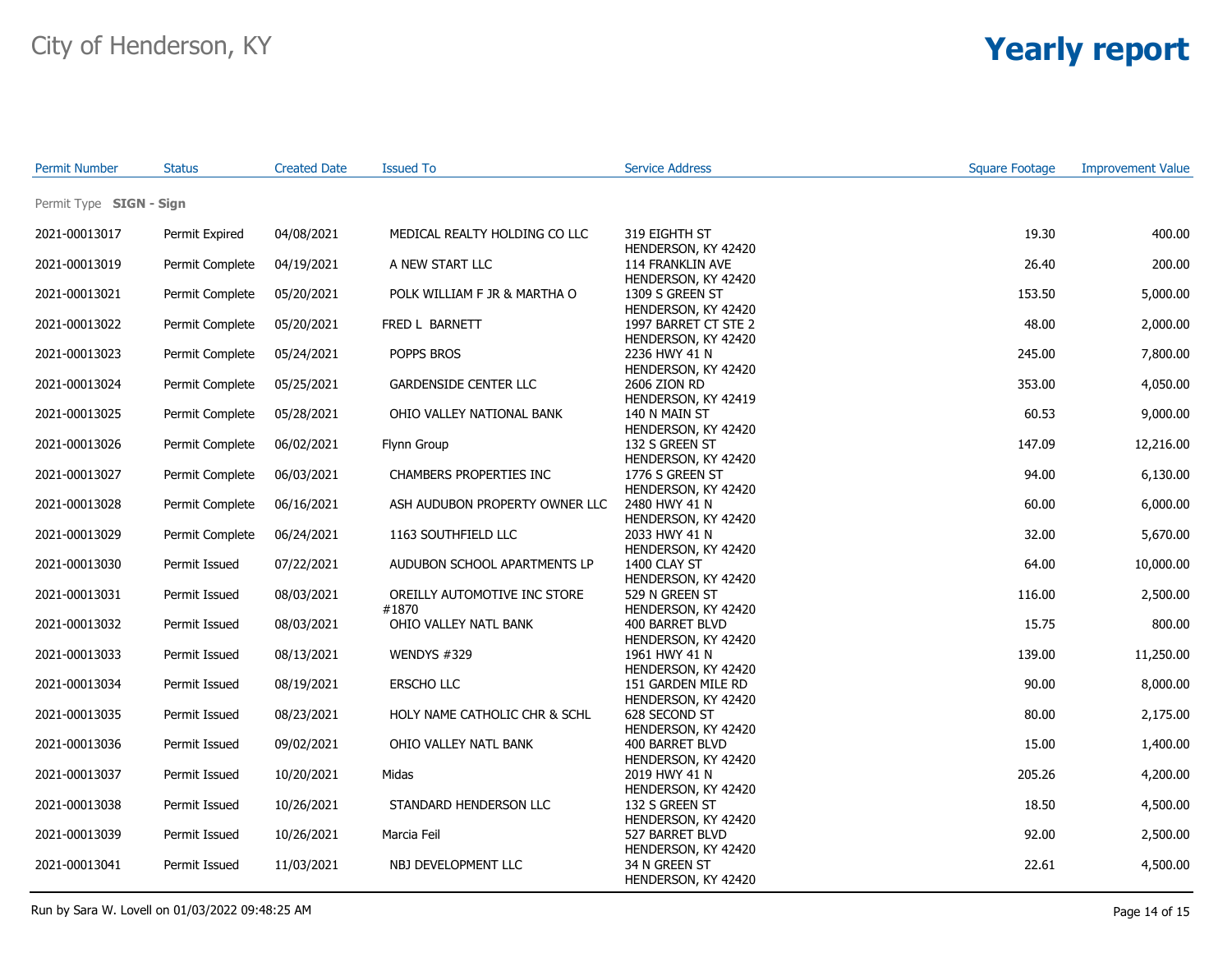City of Henderson, KY

# Yearly report

| Permit Number | Status | Created Date | Issued To | Service Address | Square Footage | Improvement Value |
|---|---|---|---|---|---|---|
| Permit Type **SIGN - Sign** | | | | | | |
| 2021-00013017 | Permit Expired | 04/08/2021 | MEDICAL REALTY HOLDING CO LLC | 319 EIGHTH ST HENDERSON, KY 42420 | 19.30 | 400.00 |
| 2021-00013019 | Permit Complete | 04/19/2021 | A NEW START LLC | 114 FRANKLIN AVE HENDERSON, KY 42420 | 26.40 | 200.00 |
| 2021-00013021 | Permit Complete | 05/20/2021 | POLK WILLIAM F JR & MARTHA O | 1309 S GREEN ST HENDERSON, KY 42420 | 153.50 | 5,000.00 |
| 2021-00013022 | Permit Complete | 05/20/2021 | FRED L BARNETT | 1997 BARRET CT STE 2 HENDERSON, KY 42420 | 48.00 | 2,000.00 |
| 2021-00013023 | Permit Complete | 05/24/2021 | POPPS BROS | 2236 HWY 41 N HENDERSON, KY 42420 | 245.00 | 7,800.00 |
| 2021-00013024 | Permit Complete | 05/25/2021 | GARDENSIDE CENTER LLC | 2606 ZION RD HENDERSON, KY 42419 | 353.00 | 4,050.00 |
| 2021-00013025 | Permit Complete | 05/28/2021 | OHIO VALLEY NATIONAL BANK | 140 N MAIN ST HENDERSON, KY 42420 | 60.53 | 9,000.00 |
| 2021-00013026 | Permit Complete | 06/02/2021 | Flynn Group | 132 S GREEN ST HENDERSON, KY 42420 | 147.09 | 12,216.00 |
| 2021-00013027 | Permit Complete | 06/03/2021 | CHAMBERS PROPERTIES INC | 1776 S GREEN ST HENDERSON, KY 42420 | 94.00 | 6,130.00 |
| 2021-00013028 | Permit Complete | 06/16/2021 | ASH AUDUBON PROPERTY OWNER LLC | 2480 HWY 41 N HENDERSON, KY 42420 | 60.00 | 6,000.00 |
| 2021-00013029 | Permit Complete | 06/24/2021 | 1163 SOUTHFIELD LLC | 2033 HWY 41 N HENDERSON, KY 42420 | 32.00 | 5,670.00 |
| 2021-00013030 | Permit Issued | 07/22/2021 | AUDUBON SCHOOL APARTMENTS LP | 1400 CLAY ST HENDERSON, KY 42420 | 64.00 | 10,000.00 |
| 2021-00013031 | Permit Issued | 08/03/2021 | OREILLY AUTOMOTIVE INC STORE #1870 | 529 N GREEN ST HENDERSON, KY 42420 | 116.00 | 2,500.00 |
| 2021-00013032 | Permit Issued | 08/03/2021 | OHIO VALLEY NATL BANK | 400 BARRET BLVD HENDERSON, KY 42420 | 15.75 | 800.00 |
| 2021-00013033 | Permit Issued | 08/13/2021 | WENDYS #329 | 1961 HWY 41 N HENDERSON, KY 42420 | 139.00 | 11,250.00 |
| 2021-00013034 | Permit Issued | 08/19/2021 | ERSCHO LLC | 151 GARDEN MILE RD HENDERSON, KY 42420 | 90.00 | 8,000.00 |
| 2021-00013035 | Permit Issued | 08/23/2021 | HOLY NAME CATHOLIC CHR & SCHL | 628 SECOND ST HENDERSON, KY 42420 | 80.00 | 2,175.00 |
| 2021-00013036 | Permit Issued | 09/02/2021 | OHIO VALLEY NATL BANK | 400 BARRET BLVD HENDERSON, KY 42420 | 15.00 | 1,400.00 |
| 2021-00013037 | Permit Issued | 10/20/2021 | Midas | 2019 HWY 41 N HENDERSON, KY 42420 | 205.26 | 4,200.00 |
| 2021-00013038 | Permit Issued | 10/26/2021 | STANDARD HENDERSON LLC | 132 S GREEN ST HENDERSON, KY 42420 | 18.50 | 4,500.00 |
| 2021-00013039 | Permit Issued | 10/26/2021 | Marcia Feil | 527 BARRET BLVD HENDERSON, KY 42420 | 92.00 | 2,500.00 |
| 2021-00013041 | Permit Issued | 11/03/2021 | NBJ DEVELOPMENT LLC | 34 N GREEN ST HENDERSON, KY 42420 | 22.61 | 4,500.00 |

Run by Sara W. Lovell on 01/03/2022 09:48:25 AM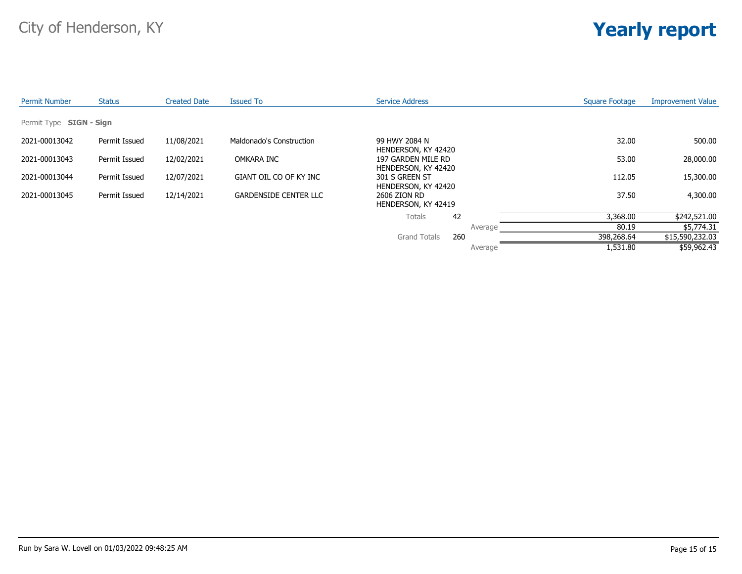City of Henderson, KY

# Yearly report

| Permit Number | Status | Created Date | Issued To | Service Address | | | Square Footage | Improvement Value |
|---|---|---|---|---|---|---|---|---|
| Permit Type **SIGN - Sign** | | | | | | | | |
| 2021-00013042 | Permit Issued | 11/08/2021 | Maldonado's Construction | 99 HWY 2084 N HENDERSON, KY 42420 | | | 32.00 | 500.00 |
| 2021-00013043 | Permit Issued | 12/02/2021 | OMKARA INC | 197 GARDEN MILE RD HENDERSON, KY 42420 | | | 53.00 | 28,000.00 |
| 2021-00013044 | Permit Issued | 12/07/2021 | GIANT OIL CO OF KY INC | 301 S GREEN ST HENDERSON, KY 42420 | | | 112.05 | 15,300.00 |
| 2021-00013045 | Permit Issued | 12/14/2021 | GARDENSIDE CENTER LLC | 2606 ZION RD HENDERSON, KY 42419 | | | 37.50 | 4,300.00 |
| | | | | Totals | 42 | | 3,368.00 | $242,521.00 |
| | | | | | | Average | 80.19 | $5,774.31 |
| | | | | Grand Totals | 260 | | 398,268.64 | $15,590,232.03 |
| | | | | | | Average | 1,531.80 | $59,962.43 |

Run by Sara W. Lovell on 01/03/2022 09:48:25 AM